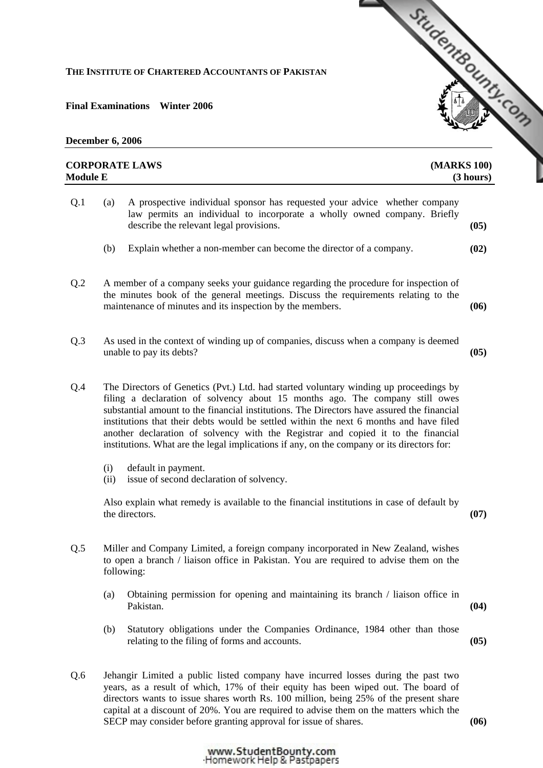**THE INSTITUTE OF CHARTERED ACCOUNTANTS OF PAKISTAN**

**Final Examinations Winter 2006**

**December 6, 2006**

| **CORPORATE LAWS** | **(MARKS 100)** |
|---|---|
| **Module E** | **(3 hours)** |

Q.1 (a) A prospective individual sponsor has requested your advice whether company law permits an individual to incorporate a wholly owned company. Briefly describe the relevant legal provisions. **(05)**

(b) Explain whether a non-member can become the director of a company. **(02)**

Q.2 A member of a company seeks your guidance regarding the procedure for inspection of the minutes book of the general meetings. Discuss the requirements relating to the maintenance of minutes and its inspection by the members. **(06)**

Q.3 As used in the context of winding up of companies, discuss when a company is deemed unable to pay its debts? **(05)**

Q.4 The Directors of Genetics (Pvt.) Ltd. had started voluntary winding up proceedings by filing a declaration of solvency about 15 months ago. The company still owes substantial amount to the financial institutions. The Directors have assured the financial institutions that their debts would be settled within the next 6 months and have filed another declaration of solvency with the Registrar and copied it to the financial institutions. What are the legal implications if any, on the company or its directors for:

(i) default in payment.
(ii) issue of second declaration of solvency.

Also explain what remedy is available to the financial institutions in case of default by the directors. **(07)**

Q.5 Miller and Company Limited, a foreign company incorporated in New Zealand, wishes to open a branch / liaison office in Pakistan. You are required to advise them on the following:

(a) Obtaining permission for opening and maintaining its branch / liaison office in Pakistan. **(04)**

(b) Statutory obligations under the Companies Ordinance, 1984 other than those relating to the filing of forms and accounts. **(05)**

Q.6 Jehangir Limited a public listed company have incurred losses during the past two years, as a result of which, 17% of their equity has been wiped out. The board of directors wants to issue shares worth Rs. 100 million, being 25% of the present share capital at a discount of 20%. You are required to advise them on the matters which the SECP may consider before granting approval for issue of shares. **(06)**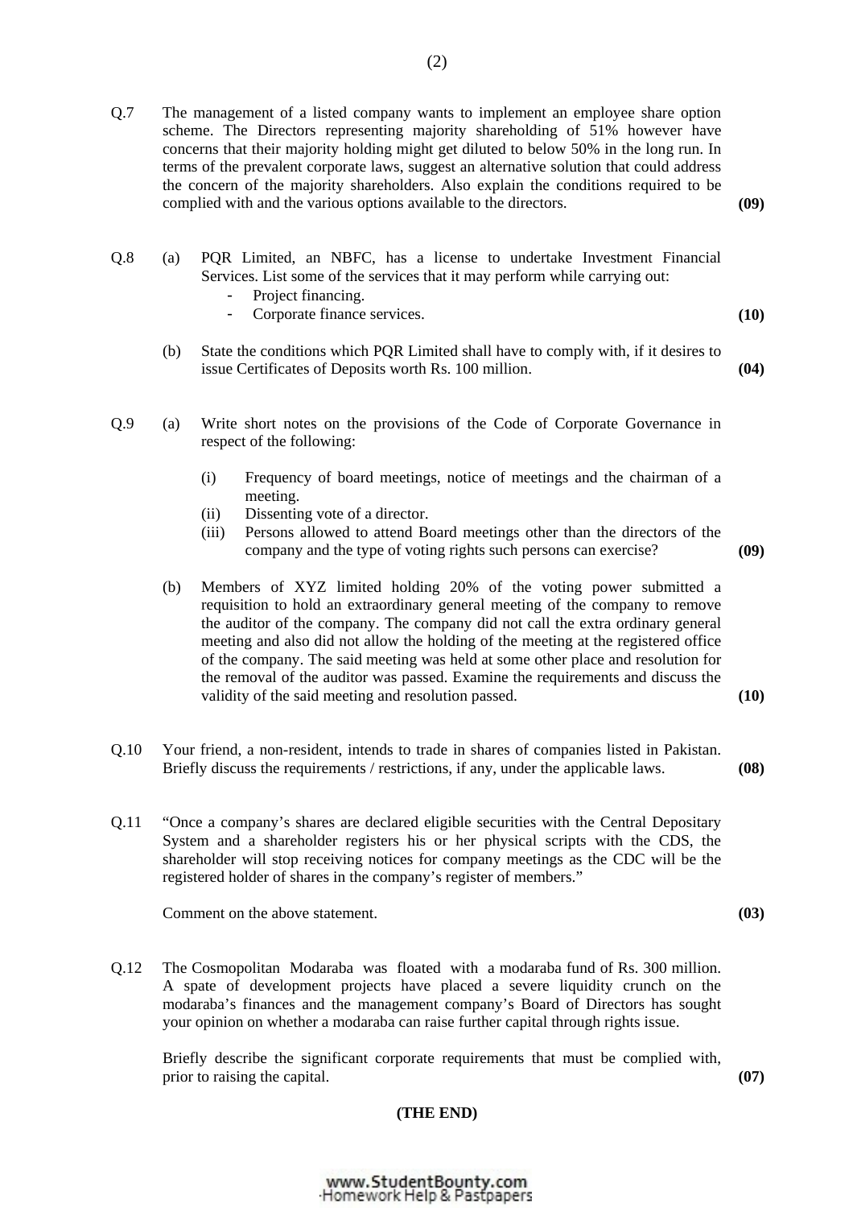Q.7 The management of a listed company wants to implement an employee share option scheme. The Directors representing majority shareholding of 51% however have concerns that their majority holding might get diluted to below 50% in the long run. In terms of the prevalent corporate laws, suggest an alternative solution that could address the concern of the majority shareholders. Also explain the conditions required to be complied with and the various options available to the directors. **(09)**

Q.8 (a) PQR Limited, an NBFC, has a license to undertake Investment Financial Services. List some of the services that it may perform while carrying out:

- Project financing.
- Corporate finance services. **(10)**

(b) State the conditions which PQR Limited shall have to comply with, if it desires to issue Certificates of Deposits worth Rs. 100 million. **(04)**

Q.9 (a) Write short notes on the provisions of the Code of Corporate Governance in respect of the following:

(i) Frequency of board meetings, notice of meetings and the chairman of a meeting.

(ii) Dissenting vote of a director.

(iii) Persons allowed to attend Board meetings other than the directors of the company and the type of voting rights such persons can exercise? **(09)**

(b) Members of XYZ limited holding 20% of the voting power submitted a requisition to hold an extraordinary general meeting of the company to remove the auditor of the company. The company did not call the extra ordinary general meeting and also did not allow the holding of the meeting at the registered office of the company. The said meeting was held at some other place and resolution for the removal of the auditor was passed. Examine the requirements and discuss the validity of the said meeting and resolution passed. **(10)**

Q.10 Your friend, a non-resident, intends to trade in shares of companies listed in Pakistan. Briefly discuss the requirements / restrictions, if any, under the applicable laws. **(08)**

Q.11 "Once a company's shares are declared eligible securities with the Central Depositary System and a shareholder registers his or her physical scripts with the CDS, the shareholder will stop receiving notices for company meetings as the CDC will be the registered holder of shares in the company's register of members."

Comment on the above statement. **(03)**

Q.12 The Cosmopolitan Modaraba was floated with a modaraba fund of Rs. 300 million. A spate of development projects have placed a severe liquidity crunch on the modaraba's finances and the management company's Board of Directors has sought your opinion on whether a modaraba can raise further capital through rights issue.

Briefly describe the significant corporate requirements that must be complied with, prior to raising the capital. **(07)**

**(THE END)**